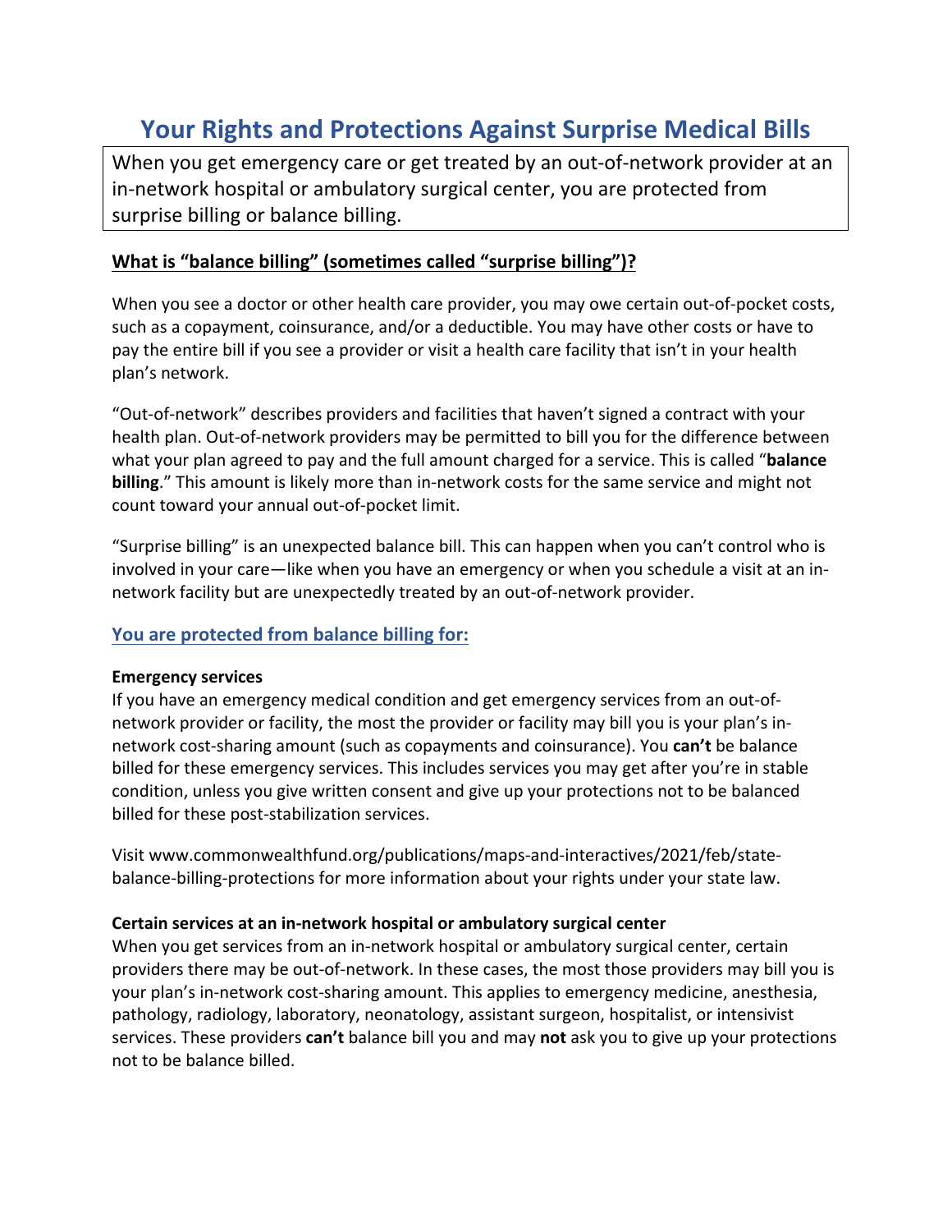# Your Rights and Protections Against Surprise Medical Bills

When you get emergency care or get treated by an out-of-network provider at an in-network hospital or ambulatory surgical center, you are protected from surprise billing or balance billing.

## What is "balance billing" (sometimes called "surprise billing")?

When you see a doctor or other health care provider, you may owe certain out-of-pocket costs, such as a copayment, coinsurance, and/or a deductible. You may have other costs or have to pay the entire bill if you see a provider or visit a health care facility that isn't in your health plan's network.

"Out-of-network" describes providers and facilities that haven't signed a contract with your health plan. Out-of-network providers may be permitted to bill you for the difference between what your plan agreed to pay and the full amount charged for a service. This is called "**balance billing**." This amount is likely more than in-network costs for the same service and might not count toward your annual out-of-pocket limit.

"Surprise billing" is an unexpected balance bill. This can happen when you can't control who is involved in your care—like when you have an emergency or when you schedule a visit at an in-network facility but are unexpectedly treated by an out-of-network provider.

## You are protected from balance billing for:

### Emergency services

If you have an emergency medical condition and get emergency services from an out-of-network provider or facility, the most the provider or facility may bill you is your plan's in-network cost-sharing amount (such as copayments and coinsurance). You **can't** be balance billed for these emergency services. This includes services you may get after you're in stable condition, unless you give written consent and give up your protections not to be balanced billed for these post-stabilization services.

Visit www.commonwealthfund.org/publications/maps-and-interactives/2021/feb/state-balance-billing-protections for more information about your rights under your state law.

### Certain services at an in-network hospital or ambulatory surgical center

When you get services from an in-network hospital or ambulatory surgical center, certain providers there may be out-of-network. In these cases, the most those providers may bill you is your plan's in-network cost-sharing amount. This applies to emergency medicine, anesthesia, pathology, radiology, laboratory, neonatology, assistant surgeon, hospitalist, or intensivist services. These providers **can't** balance bill you and may **not** ask you to give up your protections not to be balance billed.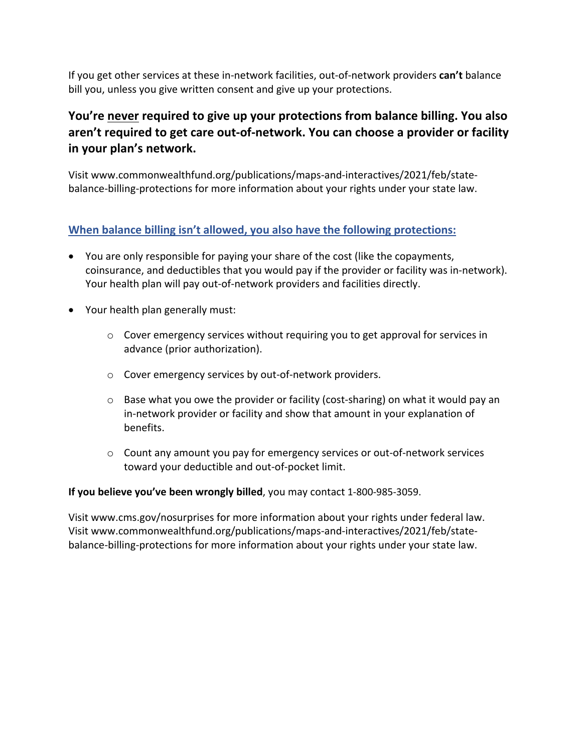If you get other services at these in-network facilities, out-of-network providers **can't** balance bill you, unless you give written consent and give up your protections.

**You're <u>never</u> required to give up your protections from balance billing. You also aren't required to get care out-of-network. You can choose a provider or facility in your plan's network.**

Visit www.commonwealthfund.org/publications/maps-and-interactives/2021/feb/state-balance-billing-protections for more information about your rights under your state law.

## When balance billing isn't allowed, you also have the following protections:

- You are only responsible for paying your share of the cost (like the copayments, coinsurance, and deductibles that you would pay if the provider or facility was in-network). Your health plan will pay out-of-network providers and facilities directly.
- Your health plan generally must:
  - Cover emergency services without requiring you to get approval for services in advance (prior authorization).
  - Cover emergency services by out-of-network providers.
  - Base what you owe the provider or facility (cost-sharing) on what it would pay an in-network provider or facility and show that amount in your explanation of benefits.
  - Count any amount you pay for emergency services or out-of-network services toward your deductible and out-of-pocket limit.

**If you believe you've been wrongly billed**, you may contact 1-800-985-3059.

Visit www.cms.gov/nosurprises for more information about your rights under federal law.
Visit www.commonwealthfund.org/publications/maps-and-interactives/2021/feb/state-balance-billing-protections for more information about your rights under your state law.